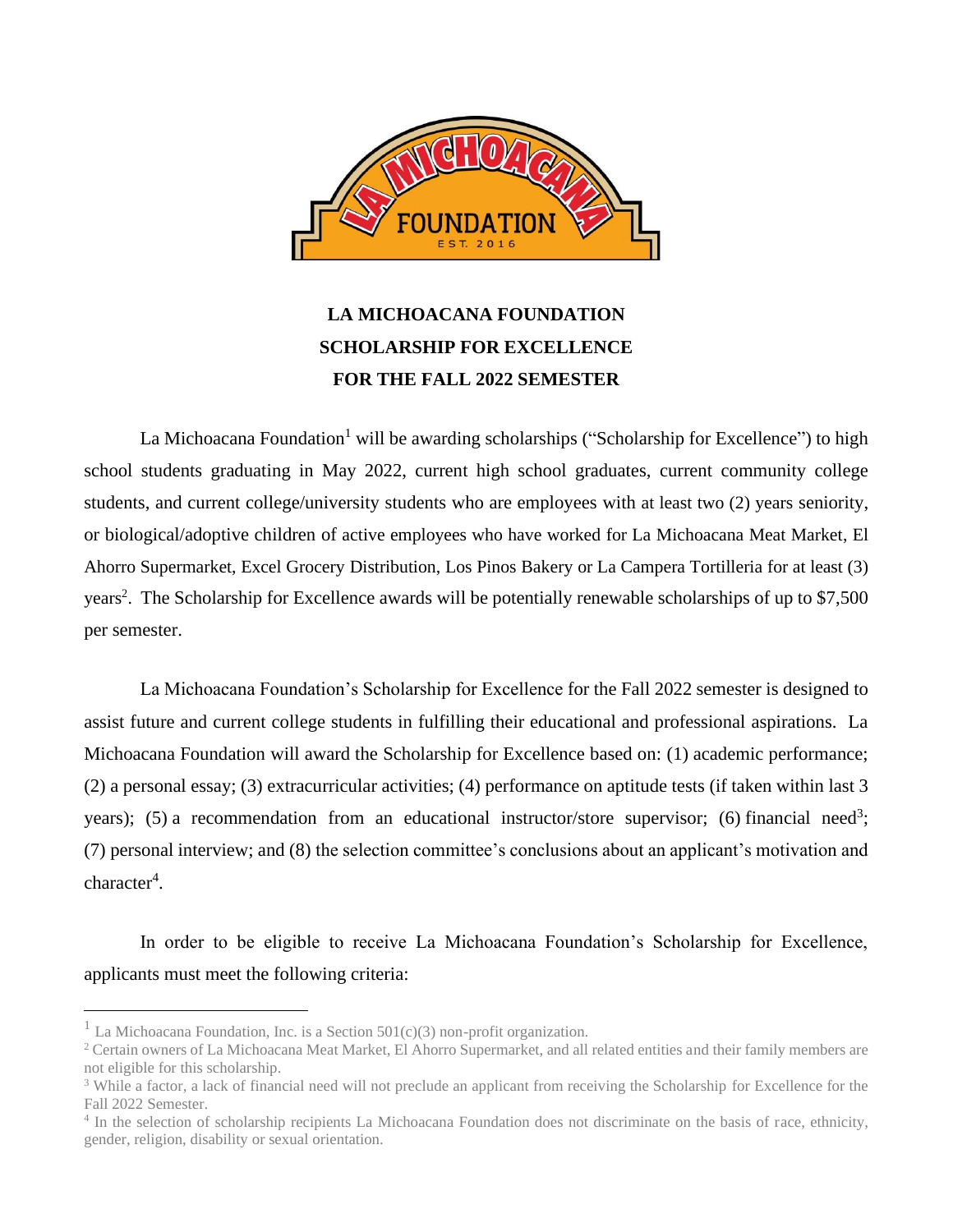# LA MICHOACANA FOUNDATION SCHOLARSHIP FOR EXCELLENCE FOR THE FALL 2022 SEMESTER

La Michoacana Foundation[1] will be awarding scholarships ("Scholarship for Excellence") to high school students graduating in May 2022, current high school graduates, current community college students, and current college/university students who are employees with at least two (2) years seniority, or biological/adoptive children of active employees who have worked for La Michoacana Meat Market, El Ahorro Supermarket, Excel Grocery Distribution, Los Pinos Bakery or La Campera Tortilleria for at least (3) years[2]. The Scholarship for Excellence awards will be potentially renewable scholarships of up to $7,500 per semester.

La Michoacana Foundation's Scholarship for Excellence for the Fall 2022 semester is designed to assist future and current college students in fulfilling their educational and professional aspirations. La Michoacana Foundation will award the Scholarship for Excellence based on: (1) academic performance; (2) a personal essay; (3) extracurricular activities; (4) performance on aptitude tests (if taken within last 3 years); (5) a recommendation from an educational instructor/store supervisor; (6) financial need[3]; (7) personal interview; and (8) the selection committee's conclusions about an applicant's motivation and character[4].

In order to be eligible to receive La Michoacana Foundation's Scholarship for Excellence, applicants must meet the following criteria:

---

[1] La Michoacana Foundation, Inc. is a Section 501(c)(3) non-profit organization.

[2] Certain owners of La Michoacana Meat Market, El Ahorro Supermarket, and all related entities and their family members are not eligible for this scholarship.

[3] While a factor, a lack of financial need will not preclude an applicant from receiving the Scholarship for Excellence for the Fall 2022 Semester.

[4] In the selection of scholarship recipients La Michoacana Foundation does not discriminate on the basis of race, ethnicity, gender, religion, disability or sexual orientation.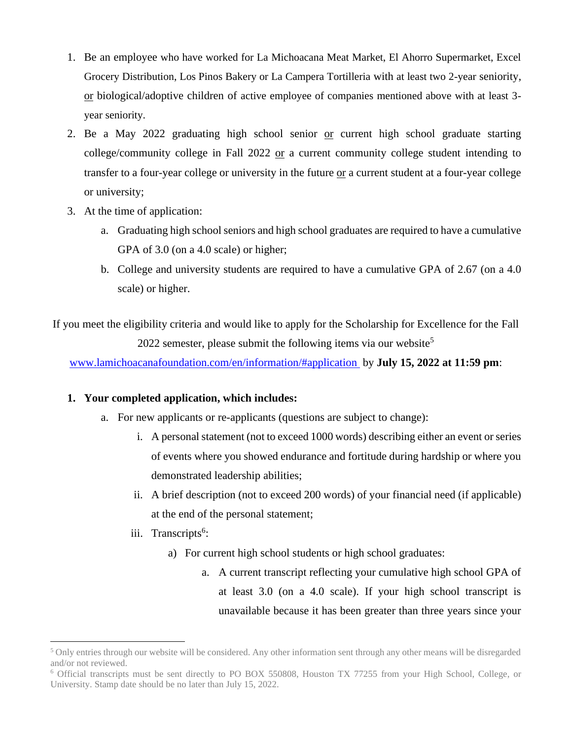1. Be an employee who have worked for La Michoacana Meat Market, El Ahorro Supermarket, Excel Grocery Distribution, Los Pinos Bakery or La Campera Tortilleria with at least two 2-year seniority, or biological/adoptive children of active employee of companies mentioned above with at least 3-year seniority.
2. Be a May 2022 graduating high school senior or current high school graduate starting college/community college in Fall 2022 or a current community college student intending to transfer to a four-year college or university in the future or a current student at a four-year college or university;
3. At the time of application:
   a. Graduating high school seniors and high school graduates are required to have a cumulative GPA of 3.0 (on a 4.0 scale) or higher;
   b. College and university students are required to have a cumulative GPA of 2.67 (on a 4.0 scale) or higher.

If you meet the eligibility criteria and would like to apply for the Scholarship for Excellence for the Fall 2022 semester, please submit the following items via our website[5] www.lamichoacanafoundation.com/en/information/#application by **July 15, 2022 at 11:59 pm**:

1. **Your completed application, which includes:**
   a. For new applicants or re-applicants (questions are subject to change):
      i. A personal statement (not to exceed 1000 words) describing either an event or series of events where you showed endurance and fortitude during hardship or where you demonstrated leadership abilities;
      ii. A brief description (not to exceed 200 words) of your financial need (if applicable) at the end of the personal statement;
      iii. Transcripts[6]:
         a) For current high school students or high school graduates:
            a. A current transcript reflecting your cumulative high school GPA of at least 3.0 (on a 4.0 scale). If your high school transcript is unavailable because it has been greater than three years since your

[5] Only entries through our website will be considered. Any other information sent through any other means will be disregarded and/or not reviewed.

[6] Official transcripts must be sent directly to PO BOX 550808, Houston TX 77255 from your High School, College, or University. Stamp date should be no later than July 15, 2022.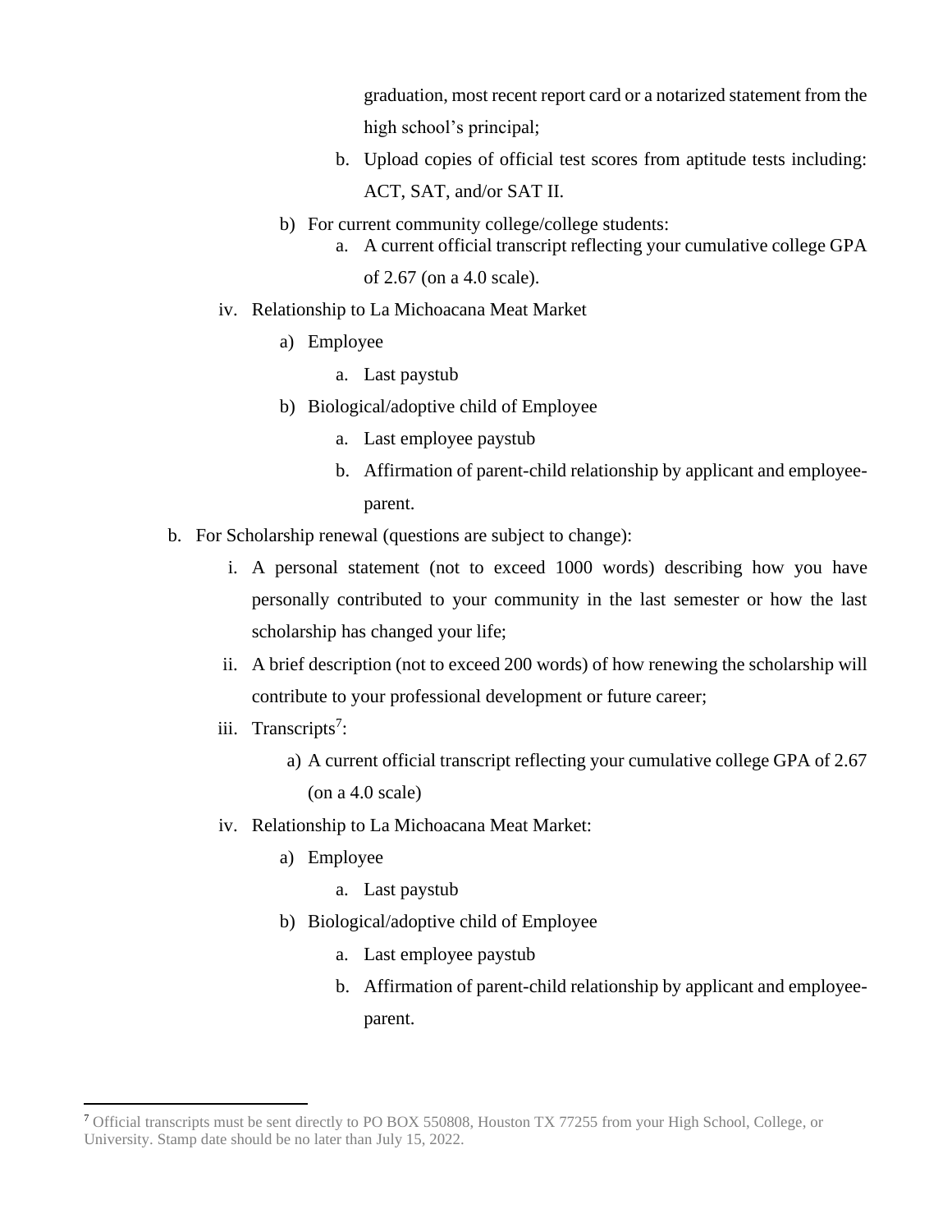graduation, most recent report card or a notarized statement from the high school's principal;

            b. Upload copies of official test scores from aptitude tests including: ACT, SAT, and/or SAT II.

        b) For current community college/college students:

            a. A current official transcript reflecting your cumulative college GPA of 2.67 (on a 4.0 scale).

    iv. Relationship to La Michoacana Meat Market

        a) Employee

            a. Last paystub

        b) Biological/adoptive child of Employee

            a. Last employee paystub

            b. Affirmation of parent-child relationship by applicant and employee-parent.

b. For Scholarship renewal (questions are subject to change):

    i. A personal statement (not to exceed 1000 words) describing how you have personally contributed to your community in the last semester or how the last scholarship has changed your life;

    ii. A brief description (not to exceed 200 words) of how renewing the scholarship will contribute to your professional development or future career;

    iii. Transcripts[7]:

        a) A current official transcript reflecting your cumulative college GPA of 2.67 (on a 4.0 scale)

    iv. Relationship to La Michoacana Meat Market:

        a) Employee

            a. Last paystub

        b) Biological/adoptive child of Employee

            a. Last employee paystub

            b. Affirmation of parent-child relationship by applicant and employee-parent.

---

[7] Official transcripts must be sent directly to PO BOX 550808, Houston TX 77255 from your High School, College, or University. Stamp date should be no later than July 15, 2022.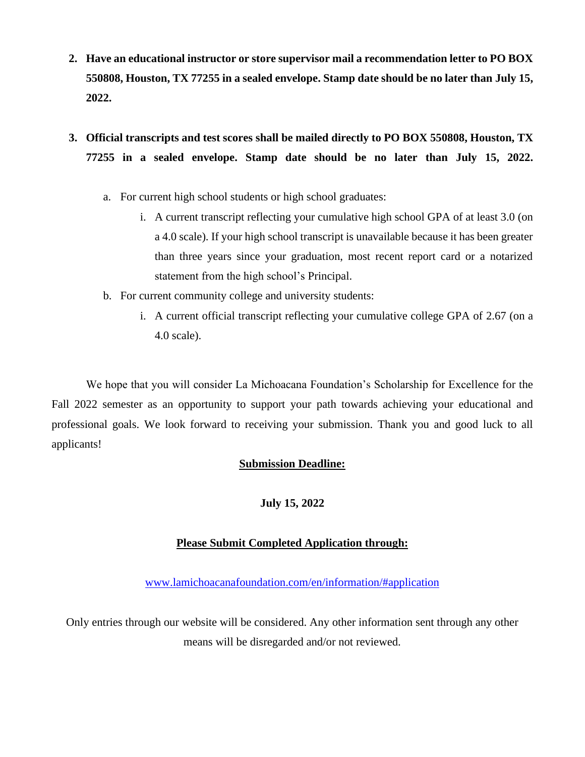2. **Have an educational instructor or store supervisor mail a recommendation letter to PO BOX 550808, Houston, TX 77255 in a sealed envelope. Stamp date should be no later than July 15, 2022.**

3. **Official transcripts and test scores shall be mailed directly to PO BOX 550808, Houston, TX 77255 in a sealed envelope. Stamp date should be no later than July 15, 2022.**

    a. For current high school students or high school graduates:

        i. A current transcript reflecting your cumulative high school GPA of at least 3.0 (on a 4.0 scale). If your high school transcript is unavailable because it has been greater than three years since your graduation, most recent report card or a notarized statement from the high school's Principal.

    b. For current community college and university students:

        i. A current official transcript reflecting your cumulative college GPA of 2.67 (on a 4.0 scale).

We hope that you will consider La Michoacana Foundation's Scholarship for Excellence for the Fall 2022 semester as an opportunity to support your path towards achieving your educational and professional goals. We look forward to receiving your submission. Thank you and good luck to all applicants!

**Submission Deadline:**

**July 15, 2022**

**Please Submit Completed Application through:**

www.lamichoacanafoundation.com/en/information/#application

Only entries through our website will be considered. Any other information sent through any other means will be disregarded and/or not reviewed.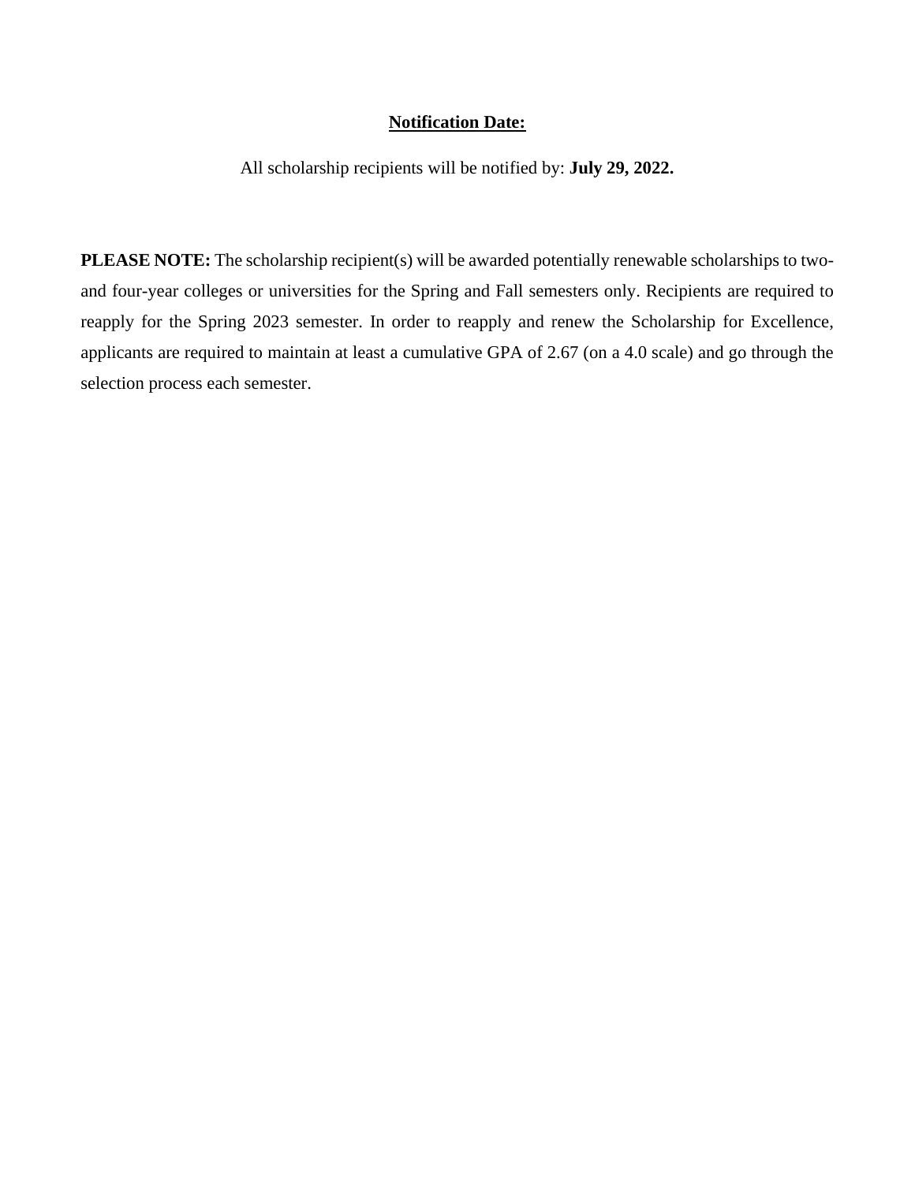**<u>Notification Date:</u>**

All scholarship recipients will be notified by: **July 29, 2022.**

**PLEASE NOTE:** The scholarship recipient(s) will be awarded potentially renewable scholarships to two- and four-year colleges or universities for the Spring and Fall semesters only. Recipients are required to reapply for the Spring 2023 semester. In order to reapply and renew the Scholarship for Excellence, applicants are required to maintain at least a cumulative GPA of 2.67 (on a 4.0 scale) and go through the selection process each semester.